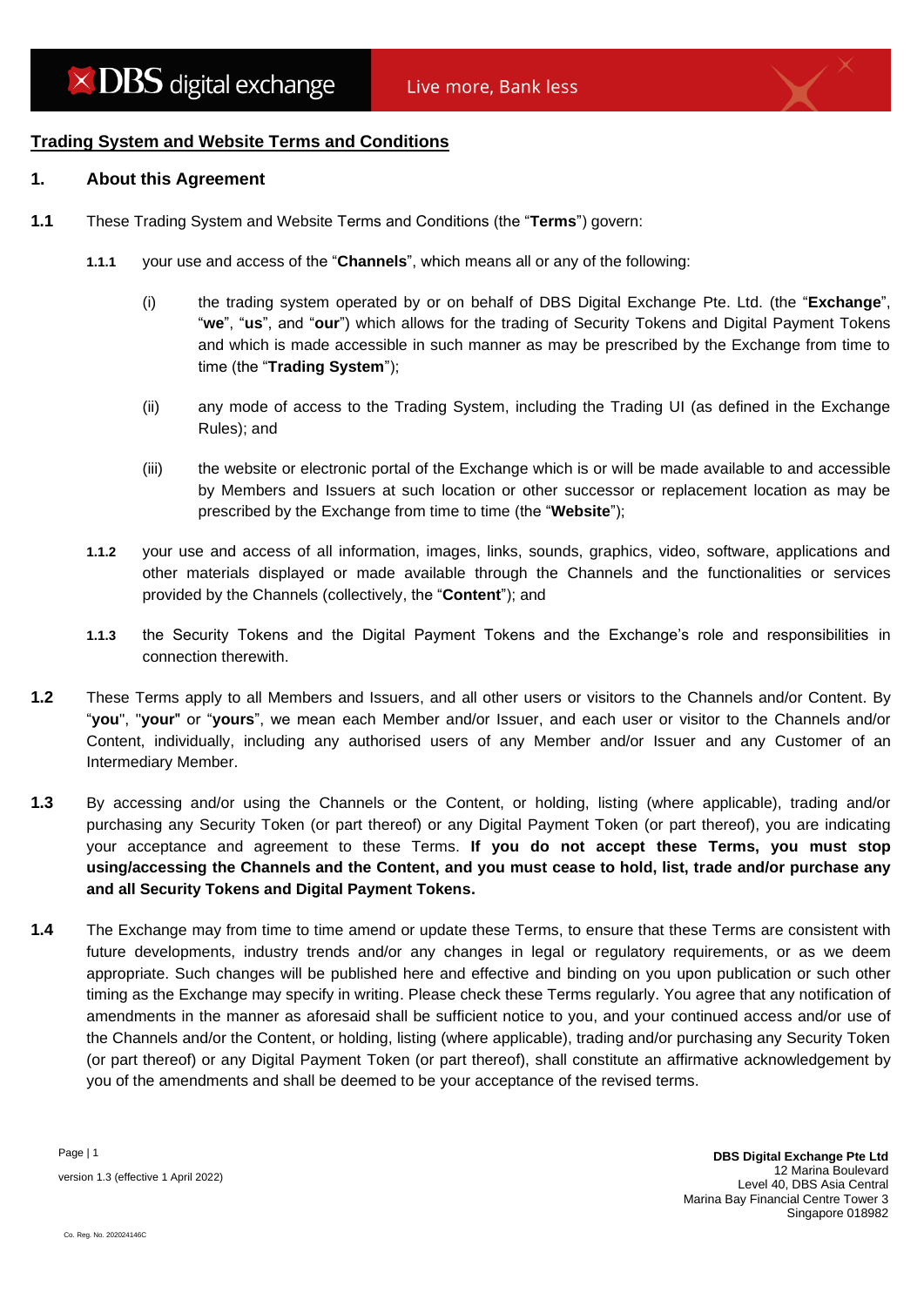## Trading System and Website Terms and Conditions

### 1. About this Agreement

**1.1** These Trading System and Website Terms and Conditions (the "**Terms**") govern:

**1.1.1** your use and access of the "**Channels**", which means all or any of the following:

(i) the trading system operated by or on behalf of DBS Digital Exchange Pte. Ltd. (the "**Exchange**", "**we**", "**us**", and "**our**") which allows for the trading of Security Tokens and Digital Payment Tokens and which is made accessible in such manner as may be prescribed by the Exchange from time to time (the "**Trading System**");

(ii) any mode of access to the Trading System, including the Trading UI (as defined in the Exchange Rules); and

(iii) the website or electronic portal of the Exchange which is or will be made available to and accessible by Members and Issuers at such location or other successor or replacement location as may be prescribed by the Exchange from time to time (the "**Website**");

**1.1.2** your use and access of all information, images, links, sounds, graphics, video, software, applications and other materials displayed or made available through the Channels and the functionalities or services provided by the Channels (collectively, the "**Content**"); and

**1.1.3** the Security Tokens and the Digital Payment Tokens and the Exchange's role and responsibilities in connection therewith.

**1.2** These Terms apply to all Members and Issuers, and all other users or visitors to the Channels and/or Content. By "**you**", "**your**" or "**yours**", we mean each Member and/or Issuer, and each user or visitor to the Channels and/or Content, individually, including any authorised users of any Member and/or Issuer and any Customer of an Intermediary Member.

**1.3** By accessing and/or using the Channels or the Content, or holding, listing (where applicable), trading and/or purchasing any Security Token (or part thereof) or any Digital Payment Token (or part thereof), you are indicating your acceptance and agreement to these Terms. **If you do not accept these Terms, you must stop using/accessing the Channels and the Content, and you must cease to hold, list, trade and/or purchase any and all Security Tokens and Digital Payment Tokens.**

**1.4** The Exchange may from time to time amend or update these Terms, to ensure that these Terms are consistent with future developments, industry trends and/or any changes in legal or regulatory requirements, or as we deem appropriate. Such changes will be published here and effective and binding on you upon publication or such other timing as the Exchange may specify in writing. Please check these Terms regularly. You agree that any notification of amendments in the manner as aforesaid shall be sufficient notice to you, and your continued access and/or use of the Channels and/or the Content, or holding, listing (where applicable), trading and/or purchasing any Security Token (or part thereof) or any Digital Payment Token (or part thereof), shall constitute an affirmative acknowledgement by you of the amendments and shall be deemed to be your acceptance of the revised terms.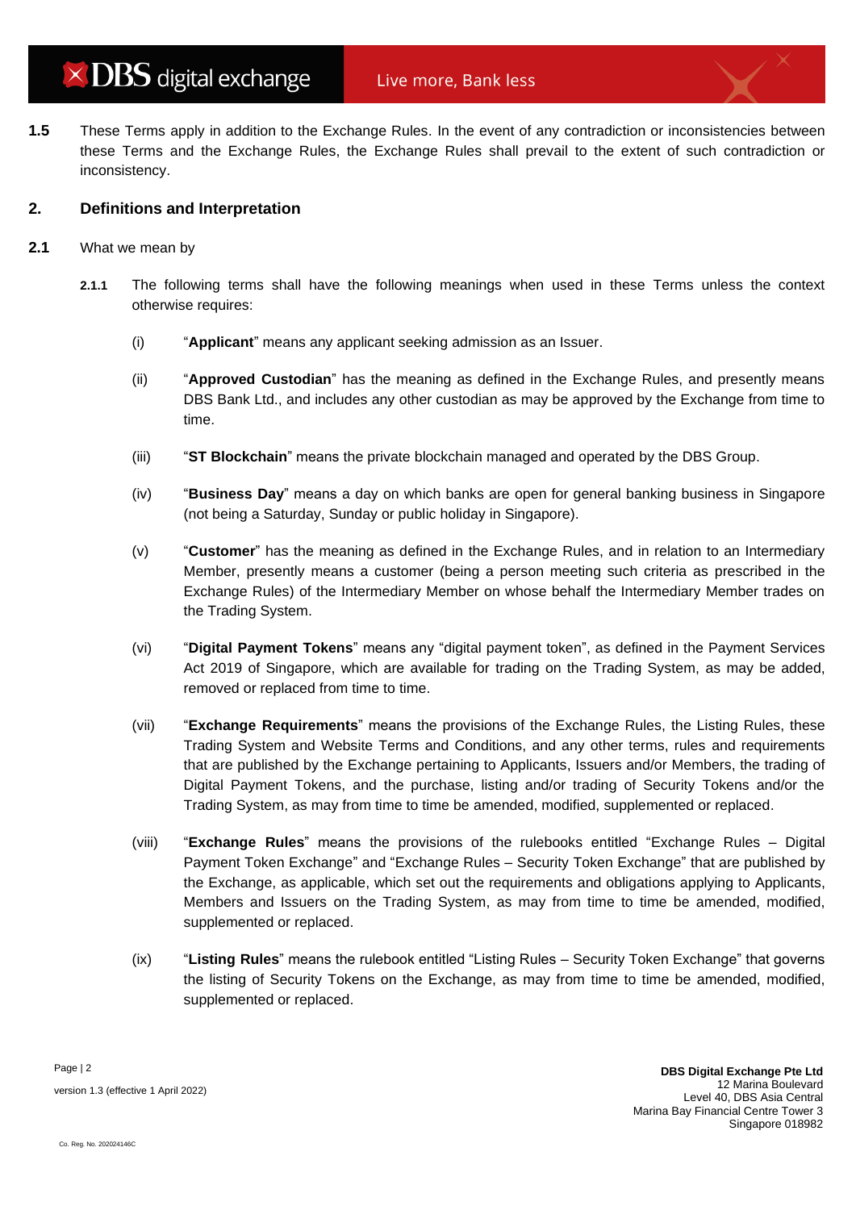**1.5** These Terms apply in addition to the Exchange Rules. In the event of any contradiction or inconsistencies between these Terms and the Exchange Rules, the Exchange Rules shall prevail to the extent of such contradiction or inconsistency.

## 2. Definitions and Interpretation

**2.1** What we mean by

**2.1.1** The following terms shall have the following meanings when used in these Terms unless the context otherwise requires:

(i) "**Applicant**" means any applicant seeking admission as an Issuer.

(ii) "**Approved Custodian**" has the meaning as defined in the Exchange Rules, and presently means DBS Bank Ltd., and includes any other custodian as may be approved by the Exchange from time to time.

(iii) "**ST Blockchain**" means the private blockchain managed and operated by the DBS Group.

(iv) "**Business Day**" means a day on which banks are open for general banking business in Singapore (not being a Saturday, Sunday or public holiday in Singapore).

(v) "**Customer**" has the meaning as defined in the Exchange Rules, and in relation to an Intermediary Member, presently means a customer (being a person meeting such criteria as prescribed in the Exchange Rules) of the Intermediary Member on whose behalf the Intermediary Member trades on the Trading System.

(vi) "**Digital Payment Tokens**" means any "digital payment token", as defined in the Payment Services Act 2019 of Singapore, which are available for trading on the Trading System, as may be added, removed or replaced from time to time.

(vii) "**Exchange Requirements**" means the provisions of the Exchange Rules, the Listing Rules, these Trading System and Website Terms and Conditions, and any other terms, rules and requirements that are published by the Exchange pertaining to Applicants, Issuers and/or Members, the trading of Digital Payment Tokens, and the purchase, listing and/or trading of Security Tokens and/or the Trading System, as may from time to time be amended, modified, supplemented or replaced.

(viii) "**Exchange Rules**" means the provisions of the rulebooks entitled "Exchange Rules – Digital Payment Token Exchange" and "Exchange Rules – Security Token Exchange" that are published by the Exchange, as applicable, which set out the requirements and obligations applying to Applicants, Members and Issuers on the Trading System, as may from time to time be amended, modified, supplemented or replaced.

(ix) "**Listing Rules**" means the rulebook entitled "Listing Rules – Security Token Exchange" that governs the listing of Security Tokens on the Exchange, as may from time to time be amended, modified, supplemented or replaced.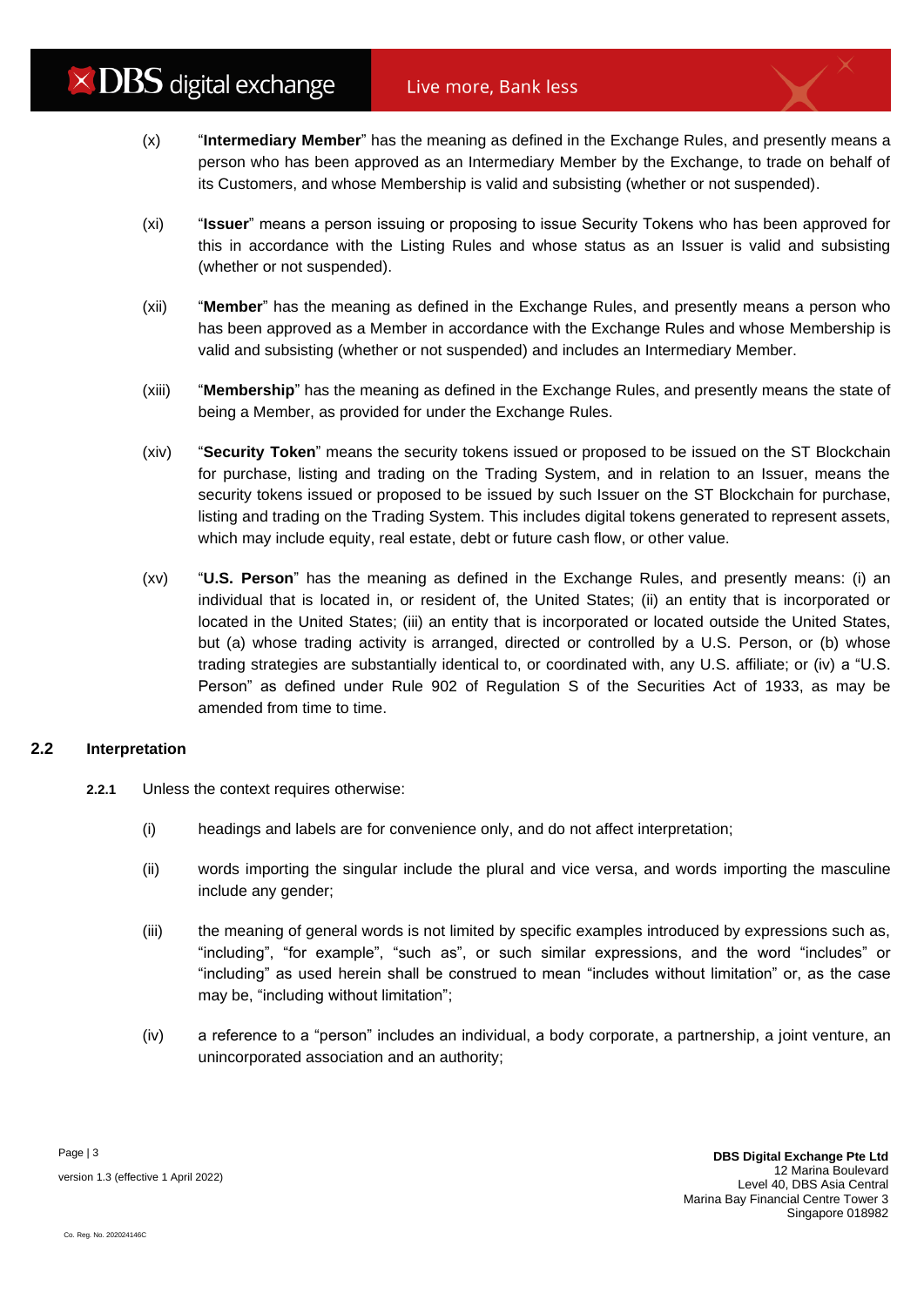(x) "**Intermediary Member**" has the meaning as defined in the Exchange Rules, and presently means a person who has been approved as an Intermediary Member by the Exchange, to trade on behalf of its Customers, and whose Membership is valid and subsisting (whether or not suspended).

(xi) "**Issuer**" means a person issuing or proposing to issue Security Tokens who has been approved for this in accordance with the Listing Rules and whose status as an Issuer is valid and subsisting (whether or not suspended).

(xii) "**Member**" has the meaning as defined in the Exchange Rules, and presently means a person who has been approved as a Member in accordance with the Exchange Rules and whose Membership is valid and subsisting (whether or not suspended) and includes an Intermediary Member.

(xiii) "**Membership**" has the meaning as defined in the Exchange Rules, and presently means the state of being a Member, as provided for under the Exchange Rules.

(xiv) "**Security Token**" means the security tokens issued or proposed to be issued on the ST Blockchain for purchase, listing and trading on the Trading System, and in relation to an Issuer, means the security tokens issued or proposed to be issued by such Issuer on the ST Blockchain for purchase, listing and trading on the Trading System. This includes digital tokens generated to represent assets, which may include equity, real estate, debt or future cash flow, or other value.

(xv) "**U.S. Person**" has the meaning as defined in the Exchange Rules, and presently means: (i) an individual that is located in, or resident of, the United States; (ii) an entity that is incorporated or located in the United States; (iii) an entity that is incorporated or located outside the United States, but (a) whose trading activity is arranged, directed or controlled by a U.S. Person, or (b) whose trading strategies are substantially identical to, or coordinated with, any U.S. affiliate; or (iv) a "U.S. Person" as defined under Rule 902 of Regulation S of the Securities Act of 1933, as may be amended from time to time.

### 2.2 Interpretation

**2.2.1** Unless the context requires otherwise:

(i) headings and labels are for convenience only, and do not affect interpretation;

(ii) words importing the singular include the plural and vice versa, and words importing the masculine include any gender;

(iii) the meaning of general words is not limited by specific examples introduced by expressions such as, "including", "for example", "such as", or such similar expressions, and the word "includes" or "including" as used herein shall be construed to mean "includes without limitation" or, as the case may be, "including without limitation";

(iv) a reference to a "person" includes an individual, a body corporate, a partnership, a joint venture, an unincorporated association and an authority;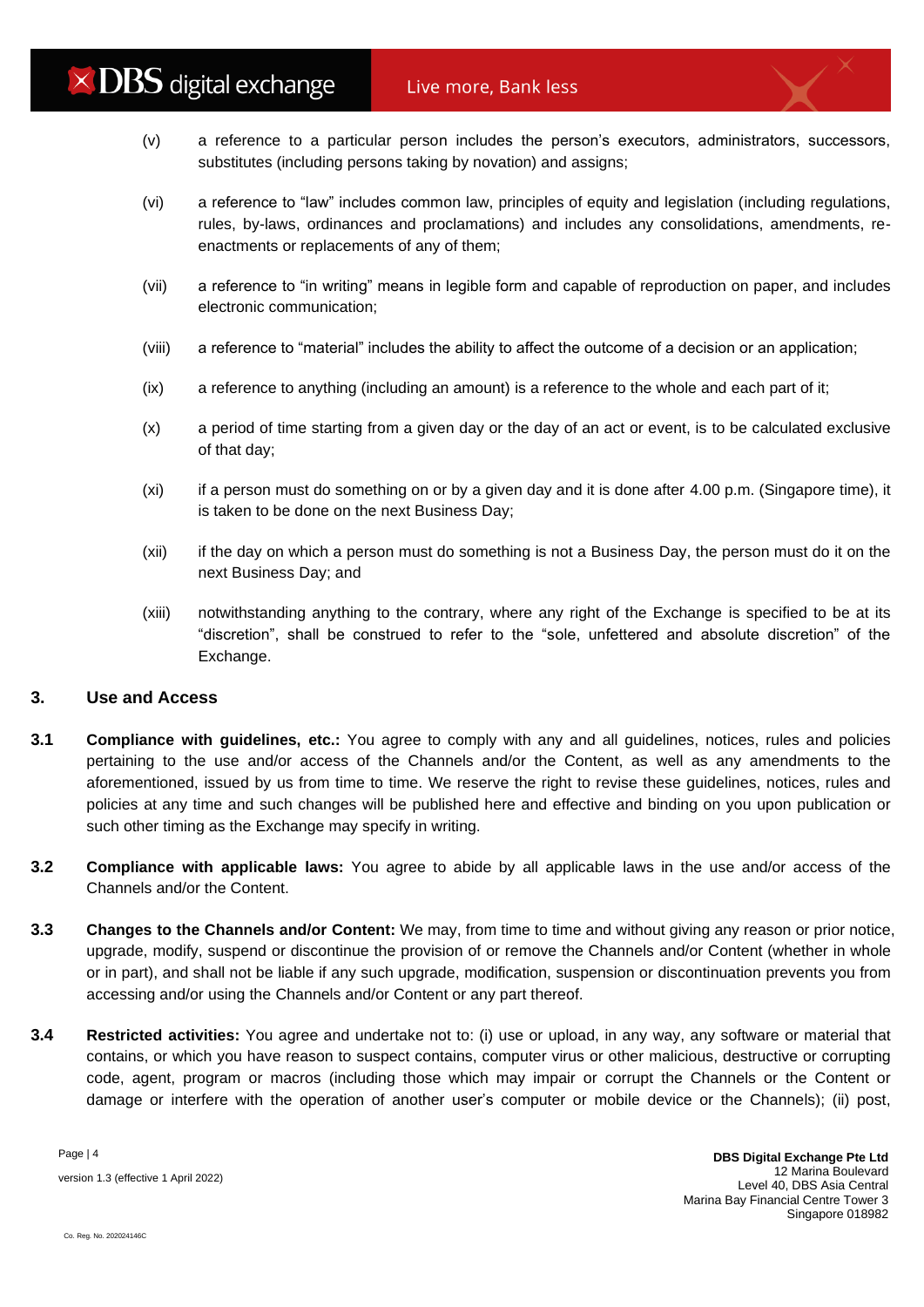(v) a reference to a particular person includes the person's executors, administrators, successors, substitutes (including persons taking by novation) and assigns;

(vi) a reference to "law" includes common law, principles of equity and legislation (including regulations, rules, by-laws, ordinances and proclamations) and includes any consolidations, amendments, re-enactments or replacements of any of them;

(vii) a reference to "in writing" means in legible form and capable of reproduction on paper, and includes electronic communication;

(viii) a reference to "material" includes the ability to affect the outcome of a decision or an application;

(ix) a reference to anything (including an amount) is a reference to the whole and each part of it;

(x) a period of time starting from a given day or the day of an act or event, is to be calculated exclusive of that day;

(xi) if a person must do something on or by a given day and it is done after 4.00 p.m. (Singapore time), it is taken to be done on the next Business Day;

(xii) if the day on which a person must do something is not a Business Day, the person must do it on the next Business Day; and

(xiii) notwithstanding anything to the contrary, where any right of the Exchange is specified to be at its "discretion", shall be construed to refer to the "sole, unfettered and absolute discretion" of the Exchange.

## 3. Use and Access

**3.1 Compliance with guidelines, etc.:** You agree to comply with any and all guidelines, notices, rules and policies pertaining to the use and/or access of the Channels and/or the Content, as well as any amendments to the aforementioned, issued by us from time to time. We reserve the right to revise these guidelines, notices, rules and policies at any time and such changes will be published here and effective and binding on you upon publication or such other timing as the Exchange may specify in writing.

**3.2 Compliance with applicable laws:** You agree to abide by all applicable laws in the use and/or access of the Channels and/or the Content.

**3.3 Changes to the Channels and/or Content:** We may, from time to time and without giving any reason or prior notice, upgrade, modify, suspend or discontinue the provision of or remove the Channels and/or Content (whether in whole or in part), and shall not be liable if any such upgrade, modification, suspension or discontinuation prevents you from accessing and/or using the Channels and/or Content or any part thereof.

**3.4 Restricted activities:** You agree and undertake not to: (i) use or upload, in any way, any software or material that contains, or which you have reason to suspect contains, computer virus or other malicious, destructive or corrupting code, agent, program or macros (including those which may impair or corrupt the Channels or the Content or damage or interfere with the operation of another user's computer or mobile device or the Channels); (ii) post,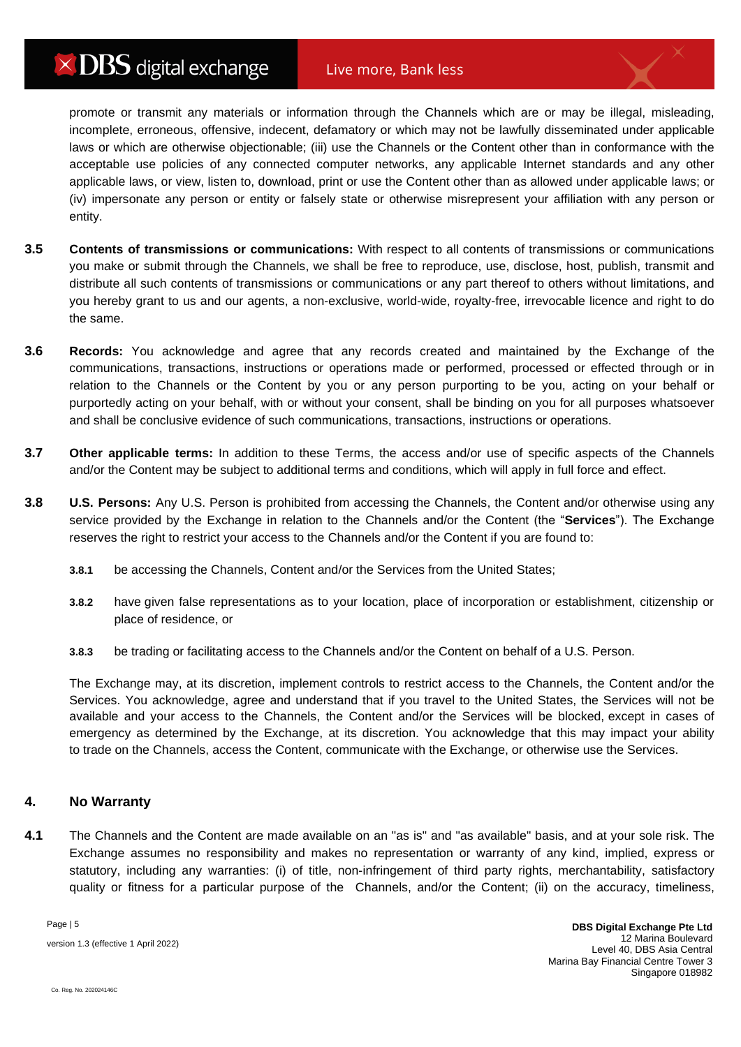promote or transmit any materials or information through the Channels which are or may be illegal, misleading, incomplete, erroneous, offensive, indecent, defamatory or which may not be lawfully disseminated under applicable laws or which are otherwise objectionable; (iii) use the Channels or the Content other than in conformance with the acceptable use policies of any connected computer networks, any applicable Internet standards and any other applicable laws, or view, listen to, download, print or use the Content other than as allowed under applicable laws; or (iv) impersonate any person or entity or falsely state or otherwise misrepresent your affiliation with any person or entity.

**3.5** **Contents of transmissions or communications:** With respect to all contents of transmissions or communications you make or submit through the Channels, we shall be free to reproduce, use, disclose, host, publish, transmit and distribute all such contents of transmissions or communications or any part thereof to others without limitations, and you hereby grant to us and our agents, a non-exclusive, world-wide, royalty-free, irrevocable licence and right to do the same.

**3.6** **Records:** You acknowledge and agree that any records created and maintained by the Exchange of the communications, transactions, instructions or operations made or performed, processed or effected through or in relation to the Channels or the Content by you or any person purporting to be you, acting on your behalf or purportedly acting on your behalf, with or without your consent, shall be binding on you for all purposes whatsoever and shall be conclusive evidence of such communications, transactions, instructions or operations.

**3.7** **Other applicable terms:** In addition to these Terms, the access and/or use of specific aspects of the Channels and/or the Content may be subject to additional terms and conditions, which will apply in full force and effect.

**3.8** **U.S. Persons:** Any U.S. Person is prohibited from accessing the Channels, the Content and/or otherwise using any service provided by the Exchange in relation to the Channels and/or the Content (the "**Services**"). The Exchange reserves the right to restrict your access to the Channels and/or the Content if you are found to:

**3.8.1** be accessing the Channels, Content and/or the Services from the United States;

**3.8.2** have given false representations as to your location, place of incorporation or establishment, citizenship or place of residence, or

**3.8.3** be trading or facilitating access to the Channels and/or the Content on behalf of a U.S. Person.

The Exchange may, at its discretion, implement controls to restrict access to the Channels, the Content and/or the Services. You acknowledge, agree and understand that if you travel to the United States, the Services will not be available and your access to the Channels, the Content and/or the Services will be blocked, except in cases of emergency as determined by the Exchange, at its discretion. You acknowledge that this may impact your ability to trade on the Channels, access the Content, communicate with the Exchange, or otherwise use the Services.

## 4. No Warranty

**4.1** The Channels and the Content are made available on an "as is" and "as available" basis, and at your sole risk. The Exchange assumes no responsibility and makes no representation or warranty of any kind, implied, express or statutory, including any warranties: (i) of title, non-infringement of third party rights, merchantability, satisfactory quality or fitness for a particular purpose of the Channels, and/or the Content; (ii) on the accuracy, timeliness,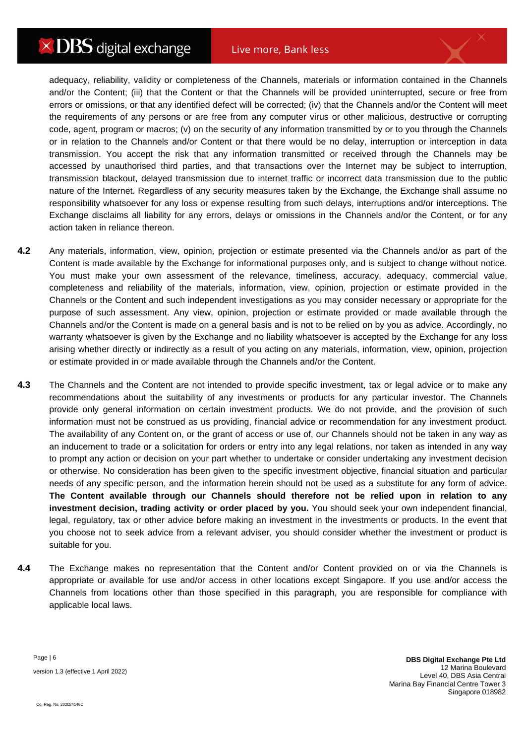adequacy, reliability, validity or completeness of the Channels, materials or information contained in the Channels and/or the Content; (iii) that the Content or that the Channels will be provided uninterrupted, secure or free from errors or omissions, or that any identified defect will be corrected; (iv) that the Channels and/or the Content will meet the requirements of any persons or are free from any computer virus or other malicious, destructive or corrupting code, agent, program or macros; (v) on the security of any information transmitted by or to you through the Channels or in relation to the Channels and/or Content or that there would be no delay, interruption or interception in data transmission. You accept the risk that any information transmitted or received through the Channels may be accessed by unauthorised third parties, and that transactions over the Internet may be subject to interruption, transmission blackout, delayed transmission due to internet traffic or incorrect data transmission due to the public nature of the Internet. Regardless of any security measures taken by the Exchange, the Exchange shall assume no responsibility whatsoever for any loss or expense resulting from such delays, interruptions and/or interceptions. The Exchange disclaims all liability for any errors, delays or omissions in the Channels and/or the Content, or for any action taken in reliance thereon.

**4.2** Any materials, information, view, opinion, projection or estimate presented via the Channels and/or as part of the Content is made available by the Exchange for informational purposes only, and is subject to change without notice. You must make your own assessment of the relevance, timeliness, accuracy, adequacy, commercial value, completeness and reliability of the materials, information, view, opinion, projection or estimate provided in the Channels or the Content and such independent investigations as you may consider necessary or appropriate for the purpose of such assessment. Any view, opinion, projection or estimate provided or made available through the Channels and/or the Content is made on a general basis and is not to be relied on by you as advice. Accordingly, no warranty whatsoever is given by the Exchange and no liability whatsoever is accepted by the Exchange for any loss arising whether directly or indirectly as a result of you acting on any materials, information, view, opinion, projection or estimate provided in or made available through the Channels and/or the Content.

**4.3** The Channels and the Content are not intended to provide specific investment, tax or legal advice or to make any recommendations about the suitability of any investments or products for any particular investor. The Channels provide only general information on certain investment products. We do not provide, and the provision of such information must not be construed as us providing, financial advice or recommendation for any investment product. The availability of any Content on, or the grant of access or use of, our Channels should not be taken in any way as an inducement to trade or a solicitation for orders or entry into any legal relations, nor taken as intended in any way to prompt any action or decision on your part whether to undertake or consider undertaking any investment decision or otherwise. No consideration has been given to the specific investment objective, financial situation and particular needs of any specific person, and the information herein should not be used as a substitute for any form of advice. **The Content available through our Channels should therefore not be relied upon in relation to any investment decision, trading activity or order placed by you.** You should seek your own independent financial, legal, regulatory, tax or other advice before making an investment in the investments or products. In the event that you choose not to seek advice from a relevant adviser, you should consider whether the investment or product is suitable for you.

**4.4** The Exchange makes no representation that the Content and/or Content provided on or via the Channels is appropriate or available for use and/or access in other locations except Singapore. If you use and/or access the Channels from locations other than those specified in this paragraph, you are responsible for compliance with applicable local laws.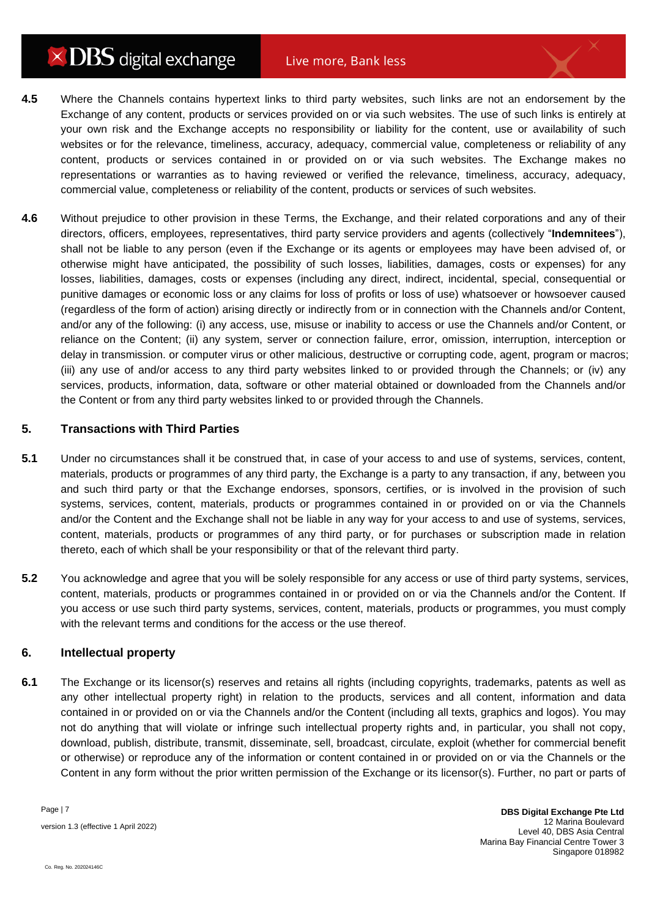**4.5** Where the Channels contains hypertext links to third party websites, such links are not an endorsement by the Exchange of any content, products or services provided on or via such websites. The use of such links is entirely at your own risk and the Exchange accepts no responsibility or liability for the content, use or availability of such websites or for the relevance, timeliness, accuracy, adequacy, commercial value, completeness or reliability of any content, products or services contained in or provided on or via such websites. The Exchange makes no representations or warranties as to having reviewed or verified the relevance, timeliness, accuracy, adequacy, commercial value, completeness or reliability of the content, products or services of such websites.

**4.6** Without prejudice to other provision in these Terms, the Exchange, and their related corporations and any of their directors, officers, employees, representatives, third party service providers and agents (collectively "**Indemnitees**"), shall not be liable to any person (even if the Exchange or its agents or employees may have been advised of, or otherwise might have anticipated, the possibility of such losses, liabilities, damages, costs or expenses) for any losses, liabilities, damages, costs or expenses (including any direct, indirect, incidental, special, consequential or punitive damages or economic loss or any claims for loss of profits or loss of use) whatsoever or howsoever caused (regardless of the form of action) arising directly or indirectly from or in connection with the Channels and/or Content, and/or any of the following: (i) any access, use, misuse or inability to access or use the Channels and/or Content, or reliance on the Content; (ii) any system, server or connection failure, error, omission, interruption, interception or delay in transmission. or computer virus or other malicious, destructive or corrupting code, agent, program or macros; (iii) any use of and/or access to any third party websites linked to or provided through the Channels; or (iv) any services, products, information, data, software or other material obtained or downloaded from the Channels and/or the Content or from any third party websites linked to or provided through the Channels.

## 5. Transactions with Third Parties

**5.1** Under no circumstances shall it be construed that, in case of your access to and use of systems, services, content, materials, products or programmes of any third party, the Exchange is a party to any transaction, if any, between you and such third party or that the Exchange endorses, sponsors, certifies, or is involved in the provision of such systems, services, content, materials, products or programmes contained in or provided on or via the Channels and/or the Content and the Exchange shall not be liable in any way for your access to and use of systems, services, content, materials, products or programmes of any third party, or for purchases or subscription made in relation thereto, each of which shall be your responsibility or that of the relevant third party.

**5.2** You acknowledge and agree that you will be solely responsible for any access or use of third party systems, services, content, materials, products or programmes contained in or provided on or via the Channels and/or the Content. If you access or use such third party systems, services, content, materials, products or programmes, you must comply with the relevant terms and conditions for the access or the use thereof.

## 6. Intellectual property

**6.1** The Exchange or its licensor(s) reserves and retains all rights (including copyrights, trademarks, patents as well as any other intellectual property right) in relation to the products, services and all content, information and data contained in or provided on or via the Channels and/or the Content (including all texts, graphics and logos). You may not do anything that will violate or infringe such intellectual property rights and, in particular, you shall not copy, download, publish, distribute, transmit, disseminate, sell, broadcast, circulate, exploit (whether for commercial benefit or otherwise) or reproduce any of the information or content contained in or provided on or via the Channels or the Content in any form without the prior written permission of the Exchange or its licensor(s). Further, no part or parts of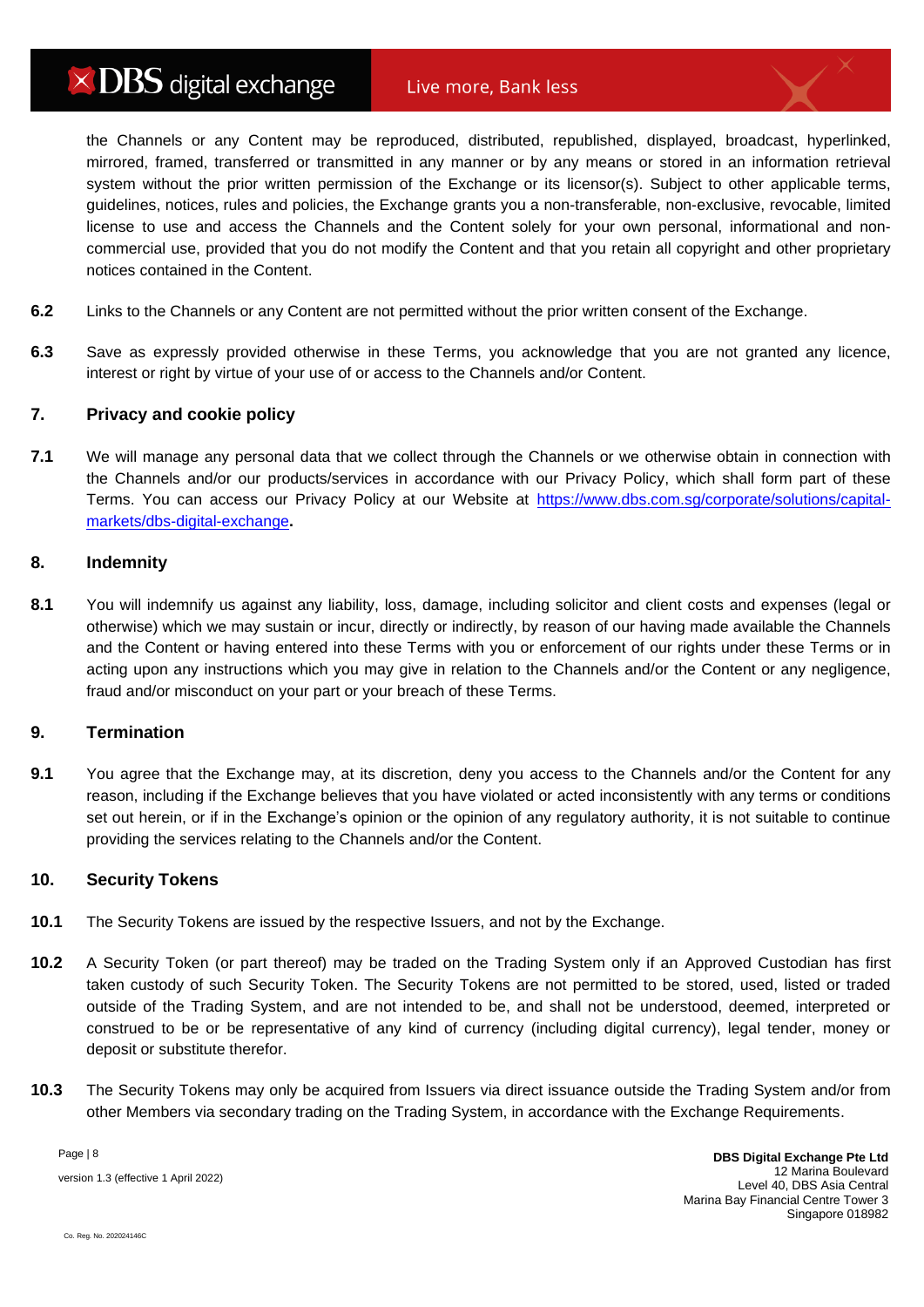the Channels or any Content may be reproduced, distributed, republished, displayed, broadcast, hyperlinked, mirrored, framed, transferred or transmitted in any manner or by any means or stored in an information retrieval system without the prior written permission of the Exchange or its licensor(s). Subject to other applicable terms, guidelines, notices, rules and policies, the Exchange grants you a non-transferable, non-exclusive, revocable, limited license to use and access the Channels and the Content solely for your own personal, informational and non-commercial use, provided that you do not modify the Content and that you retain all copyright and other proprietary notices contained in the Content.

**6.2** Links to the Channels or any Content are not permitted without the prior written consent of the Exchange.

**6.3** Save as expressly provided otherwise in these Terms, you acknowledge that you are not granted any licence, interest or right by virtue of your use of or access to the Channels and/or Content.

## 7. Privacy and cookie policy

**7.1** We will manage any personal data that we collect through the Channels or we otherwise obtain in connection with the Channels and/or our products/services in accordance with our Privacy Policy, which shall form part of these Terms. You can access our Privacy Policy at our Website at [https://www.dbs.com.sg/corporate/solutions/capital-markets/dbs-digital-exchange](https://www.dbs.com.sg/corporate/solutions/capital-markets/dbs-digital-exchange)**.**

## 8. Indemnity

**8.1** You will indemnify us against any liability, loss, damage, including solicitor and client costs and expenses (legal or otherwise) which we may sustain or incur, directly or indirectly, by reason of our having made available the Channels and the Content or having entered into these Terms with you or enforcement of our rights under these Terms or in acting upon any instructions which you may give in relation to the Channels and/or the Content or any negligence, fraud and/or misconduct on your part or your breach of these Terms.

## 9. Termination

**9.1** You agree that the Exchange may, at its discretion, deny you access to the Channels and/or the Content for any reason, including if the Exchange believes that you have violated or acted inconsistently with any terms or conditions set out herein, or if in the Exchange's opinion or the opinion of any regulatory authority, it is not suitable to continue providing the services relating to the Channels and/or the Content.

## 10. Security Tokens

**10.1** The Security Tokens are issued by the respective Issuers, and not by the Exchange.

**10.2** A Security Token (or part thereof) may be traded on the Trading System only if an Approved Custodian has first taken custody of such Security Token. The Security Tokens are not permitted to be stored, used, listed or traded outside of the Trading System, and are not intended to be, and shall not be understood, deemed, interpreted or construed to be or be representative of any kind of currency (including digital currency), legal tender, money or deposit or substitute therefor.

**10.3** The Security Tokens may only be acquired from Issuers via direct issuance outside the Trading System and/or from other Members via secondary trading on the Trading System, in accordance with the Exchange Requirements.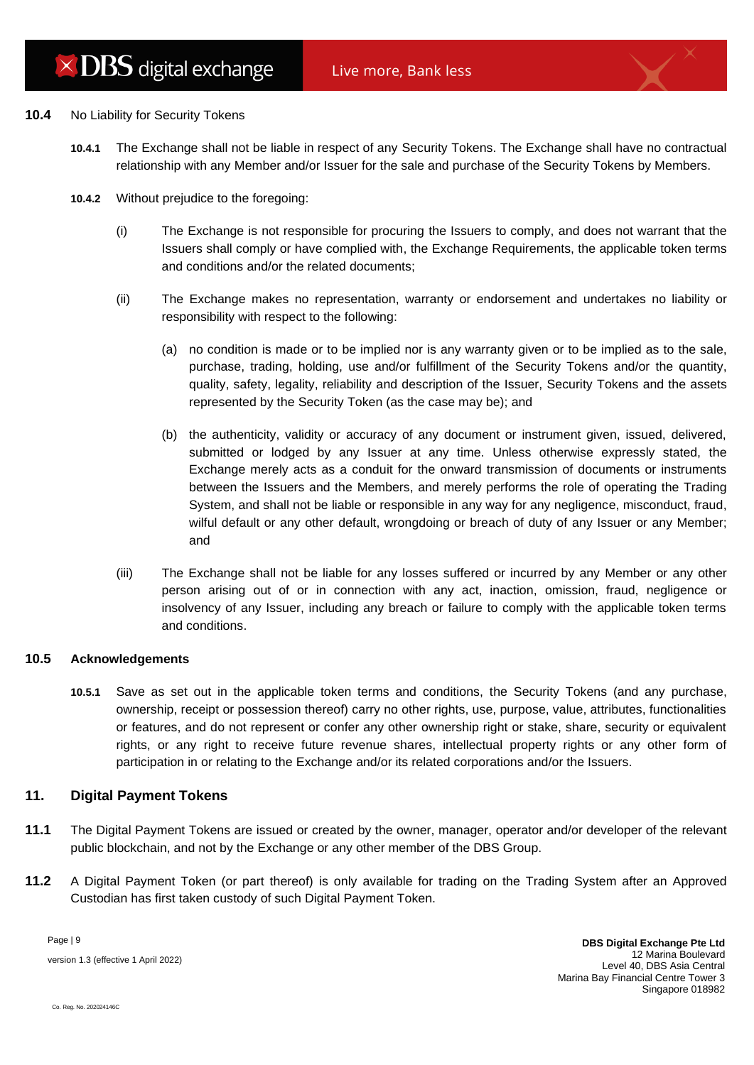**10.4** No Liability for Security Tokens

**10.4.1** The Exchange shall not be liable in respect of any Security Tokens. The Exchange shall have no contractual relationship with any Member and/or Issuer for the sale and purchase of the Security Tokens by Members.

**10.4.2** Without prejudice to the foregoing:

(i) The Exchange is not responsible for procuring the Issuers to comply, and does not warrant that the Issuers shall comply or have complied with, the Exchange Requirements, the applicable token terms and conditions and/or the related documents;

(ii) The Exchange makes no representation, warranty or endorsement and undertakes no liability or responsibility with respect to the following:

(a) no condition is made or to be implied nor is any warranty given or to be implied as to the sale, purchase, trading, holding, use and/or fulfillment of the Security Tokens and/or the quantity, quality, safety, legality, reliability and description of the Issuer, Security Tokens and the assets represented by the Security Token (as the case may be); and

(b) the authenticity, validity or accuracy of any document or instrument given, issued, delivered, submitted or lodged by any Issuer at any time. Unless otherwise expressly stated, the Exchange merely acts as a conduit for the onward transmission of documents or instruments between the Issuers and the Members, and merely performs the role of operating the Trading System, and shall not be liable or responsible in any way for any negligence, misconduct, fraud, wilful default or any other default, wrongdoing or breach of duty of any Issuer or any Member; and

(iii) The Exchange shall not be liable for any losses suffered or incurred by any Member or any other person arising out of or in connection with any act, inaction, omission, fraud, negligence or insolvency of any Issuer, including any breach or failure to comply with the applicable token terms and conditions.

**10.5 Acknowledgements**

**10.5.1** Save as set out in the applicable token terms and conditions, the Security Tokens (and any purchase, ownership, receipt or possession thereof) carry no other rights, use, purpose, value, attributes, functionalities or features, and do not represent or confer any other ownership right or stake, share, security or equivalent rights, or any right to receive future revenue shares, intellectual property rights or any other form of participation in or relating to the Exchange and/or its related corporations and/or the Issuers.

## 11. Digital Payment Tokens

**11.1** The Digital Payment Tokens are issued or created by the owner, manager, operator and/or developer of the relevant public blockchain, and not by the Exchange or any other member of the DBS Group.

**11.2** A Digital Payment Token (or part thereof) is only available for trading on the Trading System after an Approved Custodian has first taken custody of such Digital Payment Token.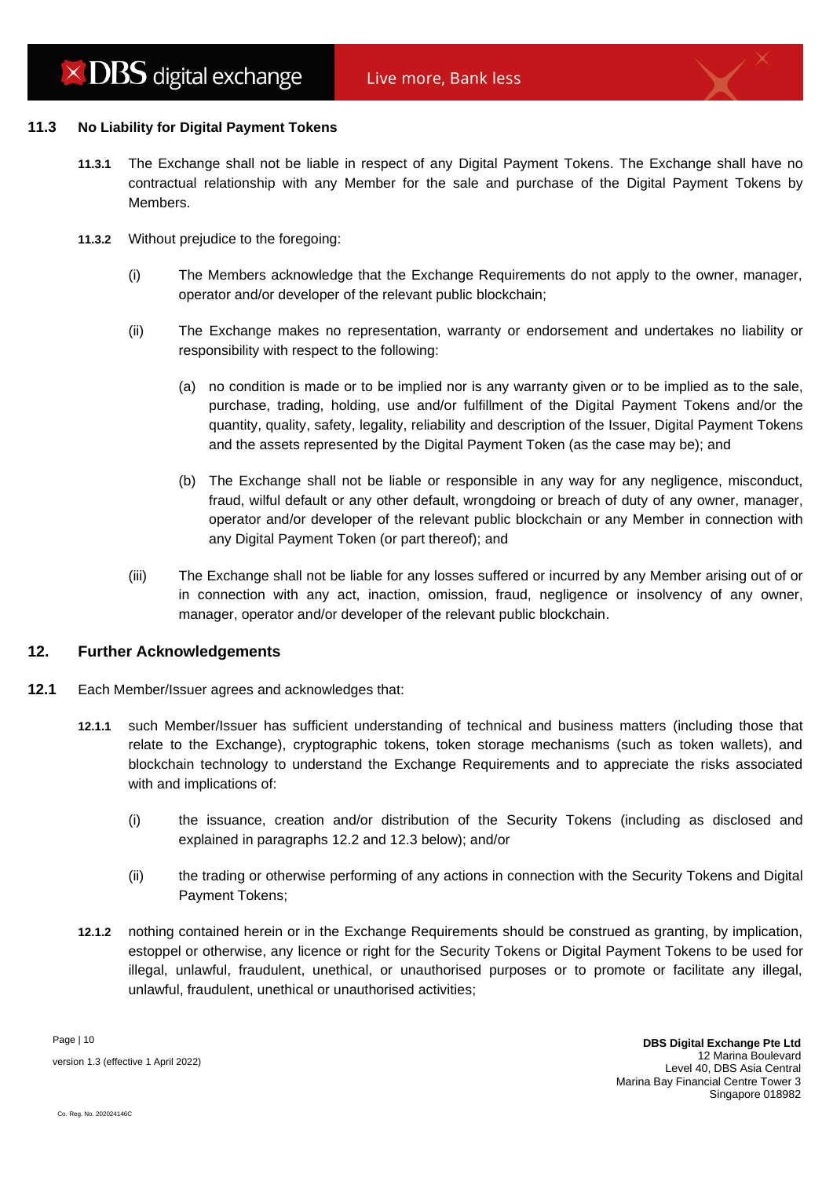### 11.3 No Liability for Digital Payment Tokens

**11.3.1** The Exchange shall not be liable in respect of any Digital Payment Tokens. The Exchange shall have no contractual relationship with any Member for the sale and purchase of the Digital Payment Tokens by Members.

**11.3.2** Without prejudice to the foregoing:

(i) The Members acknowledge that the Exchange Requirements do not apply to the owner, manager, operator and/or developer of the relevant public blockchain;

(ii) The Exchange makes no representation, warranty or endorsement and undertakes no liability or responsibility with respect to the following:

(a) no condition is made or to be implied nor is any warranty given or to be implied as to the sale, purchase, trading, holding, use and/or fulfillment of the Digital Payment Tokens and/or the quantity, quality, safety, legality, reliability and description of the Issuer, Digital Payment Tokens and the assets represented by the Digital Payment Token (as the case may be); and

(b) The Exchange shall not be liable or responsible in any way for any negligence, misconduct, fraud, wilful default or any other default, wrongdoing or breach of duty of any owner, manager, operator and/or developer of the relevant public blockchain or any Member in connection with any Digital Payment Token (or part thereof); and

(iii) The Exchange shall not be liable for any losses suffered or incurred by any Member arising out of or in connection with any act, inaction, omission, fraud, negligence or insolvency of any owner, manager, operator and/or developer of the relevant public blockchain.

## 12. Further Acknowledgements

**12.1** Each Member/Issuer agrees and acknowledges that:

**12.1.1** such Member/Issuer has sufficient understanding of technical and business matters (including those that relate to the Exchange), cryptographic tokens, token storage mechanisms (such as token wallets), and blockchain technology to understand the Exchange Requirements and to appreciate the risks associated with and implications of:

(i) the issuance, creation and/or distribution of the Security Tokens (including as disclosed and explained in paragraphs 12.2 and 12.3 below); and/or

(ii) the trading or otherwise performing of any actions in connection with the Security Tokens and Digital Payment Tokens;

**12.1.2** nothing contained herein or in the Exchange Requirements should be construed as granting, by implication, estoppel or otherwise, any licence or right for the Security Tokens or Digital Payment Tokens to be used for illegal, unlawful, fraudulent, unethical, or unauthorised purposes or to promote or facilitate any illegal, unlawful, fraudulent, unethical or unauthorised activities;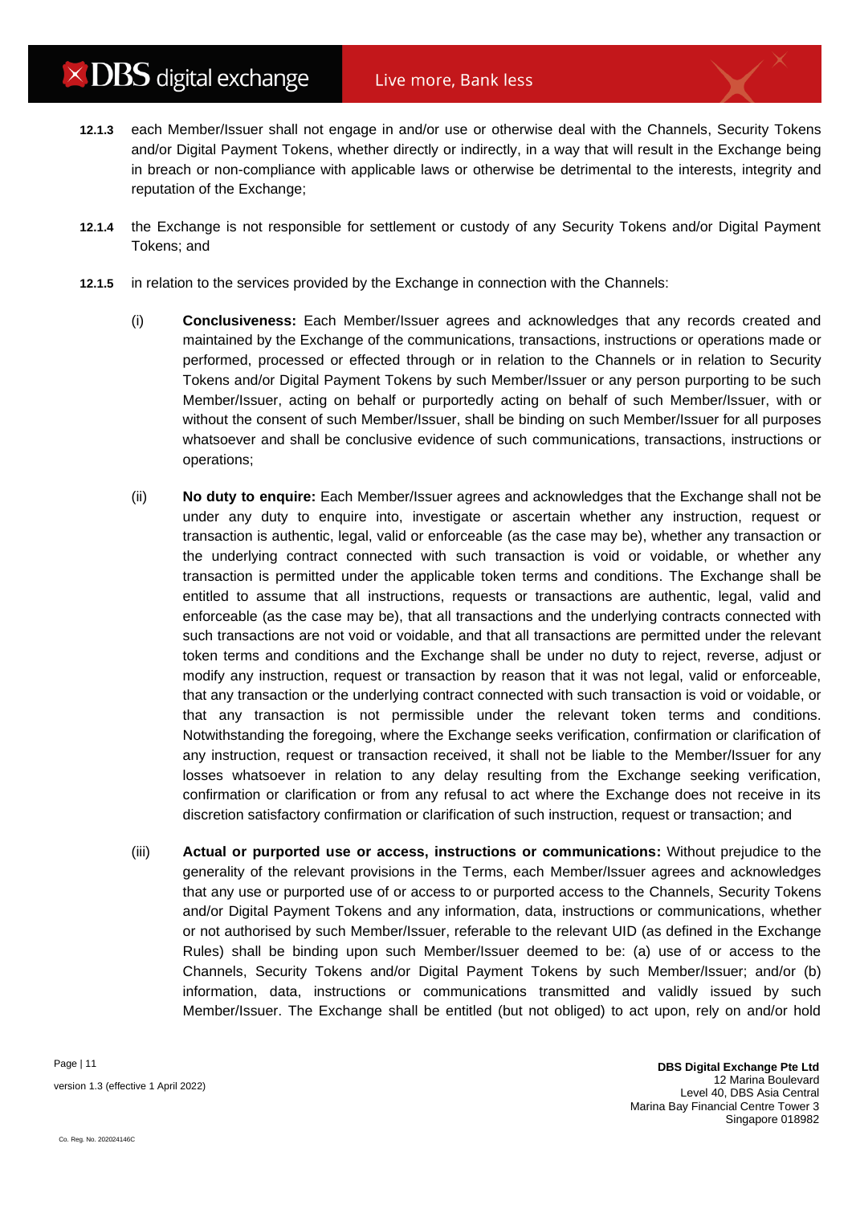**12.1.3** each Member/Issuer shall not engage in and/or use or otherwise deal with the Channels, Security Tokens and/or Digital Payment Tokens, whether directly or indirectly, in a way that will result in the Exchange being in breach or non-compliance with applicable laws or otherwise be detrimental to the interests, integrity and reputation of the Exchange;

**12.1.4** the Exchange is not responsible for settlement or custody of any Security Tokens and/or Digital Payment Tokens; and

**12.1.5** in relation to the services provided by the Exchange in connection with the Channels:

(i) **Conclusiveness:** Each Member/Issuer agrees and acknowledges that any records created and maintained by the Exchange of the communications, transactions, instructions or operations made or performed, processed or effected through or in relation to the Channels or in relation to Security Tokens and/or Digital Payment Tokens by such Member/Issuer or any person purporting to be such Member/Issuer, acting on behalf or purportedly acting on behalf of such Member/Issuer, with or without the consent of such Member/Issuer, shall be binding on such Member/Issuer for all purposes whatsoever and shall be conclusive evidence of such communications, transactions, instructions or operations;

(ii) **No duty to enquire:** Each Member/Issuer agrees and acknowledges that the Exchange shall not be under any duty to enquire into, investigate or ascertain whether any instruction, request or transaction is authentic, legal, valid or enforceable (as the case may be), whether any transaction or the underlying contract connected with such transaction is void or voidable, or whether any transaction is permitted under the applicable token terms and conditions. The Exchange shall be entitled to assume that all instructions, requests or transactions are authentic, legal, valid and enforceable (as the case may be), that all transactions and the underlying contracts connected with such transactions are not void or voidable, and that all transactions are permitted under the relevant token terms and conditions and the Exchange shall be under no duty to reject, reverse, adjust or modify any instruction, request or transaction by reason that it was not legal, valid or enforceable, that any transaction or the underlying contract connected with such transaction is void or voidable, or that any transaction is not permissible under the relevant token terms and conditions. Notwithstanding the foregoing, where the Exchange seeks verification, confirmation or clarification of any instruction, request or transaction received, it shall not be liable to the Member/Issuer for any losses whatsoever in relation to any delay resulting from the Exchange seeking verification, confirmation or clarification or from any refusal to act where the Exchange does not receive in its discretion satisfactory confirmation or clarification of such instruction, request or transaction; and

(iii) **Actual or purported use or access, instructions or communications:** Without prejudice to the generality of the relevant provisions in the Terms, each Member/Issuer agrees and acknowledges that any use or purported use of or access to or purported access to the Channels, Security Tokens and/or Digital Payment Tokens and any information, data, instructions or communications, whether or not authorised by such Member/Issuer, referable to the relevant UID (as defined in the Exchange Rules) shall be binding upon such Member/Issuer deemed to be: (a) use of or access to the Channels, Security Tokens and/or Digital Payment Tokens by such Member/Issuer; and/or (b) information, data, instructions or communications transmitted and validly issued by such Member/Issuer. The Exchange shall be entitled (but not obliged) to act upon, rely on and/or hold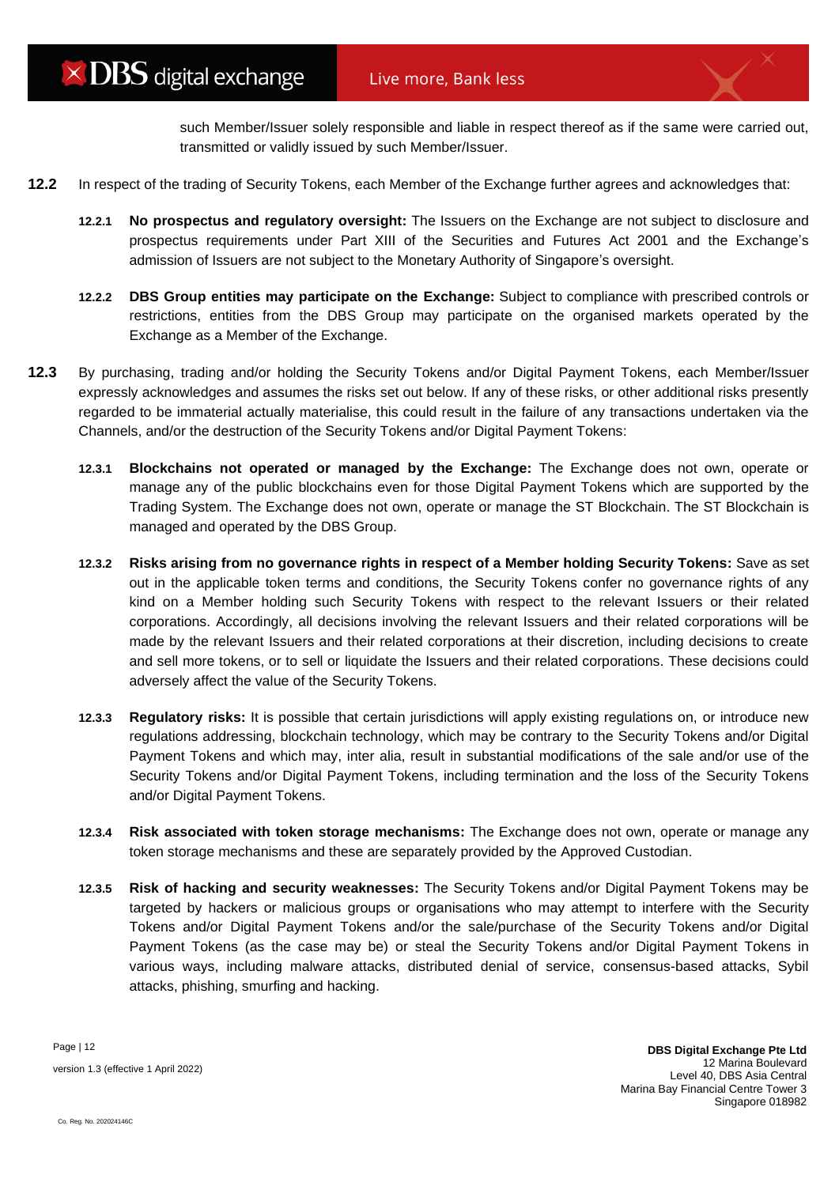such Member/Issuer solely responsible and liable in respect thereof as if the same were carried out, transmitted or validly issued by such Member/Issuer.

**12.2** In respect of the trading of Security Tokens, each Member of the Exchange further agrees and acknowledges that:

**12.2.1** **No prospectus and regulatory oversight:** The Issuers on the Exchange are not subject to disclosure and prospectus requirements under Part XIII of the Securities and Futures Act 2001 and the Exchange's admission of Issuers are not subject to the Monetary Authority of Singapore's oversight.

**12.2.2** **DBS Group entities may participate on the Exchange:** Subject to compliance with prescribed controls or restrictions, entities from the DBS Group may participate on the organised markets operated by the Exchange as a Member of the Exchange.

**12.3** By purchasing, trading and/or holding the Security Tokens and/or Digital Payment Tokens, each Member/Issuer expressly acknowledges and assumes the risks set out below. If any of these risks, or other additional risks presently regarded to be immaterial actually materialise, this could result in the failure of any transactions undertaken via the Channels, and/or the destruction of the Security Tokens and/or Digital Payment Tokens:

**12.3.1** **Blockchains not operated or managed by the Exchange:** The Exchange does not own, operate or manage any of the public blockchains even for those Digital Payment Tokens which are supported by the Trading System. The Exchange does not own, operate or manage the ST Blockchain. The ST Blockchain is managed and operated by the DBS Group.

**12.3.2** **Risks arising from no governance rights in respect of a Member holding Security Tokens:** Save as set out in the applicable token terms and conditions, the Security Tokens confer no governance rights of any kind on a Member holding such Security Tokens with respect to the relevant Issuers or their related corporations. Accordingly, all decisions involving the relevant Issuers and their related corporations will be made by the relevant Issuers and their related corporations at their discretion, including decisions to create and sell more tokens, or to sell or liquidate the Issuers and their related corporations. These decisions could adversely affect the value of the Security Tokens.

**12.3.3** **Regulatory risks:** It is possible that certain jurisdictions will apply existing regulations on, or introduce new regulations addressing, blockchain technology, which may be contrary to the Security Tokens and/or Digital Payment Tokens and which may, inter alia, result in substantial modifications of the sale and/or use of the Security Tokens and/or Digital Payment Tokens, including termination and the loss of the Security Tokens and/or Digital Payment Tokens.

**12.3.4** **Risk associated with token storage mechanisms:** The Exchange does not own, operate or manage any token storage mechanisms and these are separately provided by the Approved Custodian.

**12.3.5** **Risk of hacking and security weaknesses:** The Security Tokens and/or Digital Payment Tokens may be targeted by hackers or malicious groups or organisations who may attempt to interfere with the Security Tokens and/or Digital Payment Tokens and/or the sale/purchase of the Security Tokens and/or Digital Payment Tokens (as the case may be) or steal the Security Tokens and/or Digital Payment Tokens in various ways, including malware attacks, distributed denial of service, consensus-based attacks, Sybil attacks, phishing, smurfing and hacking.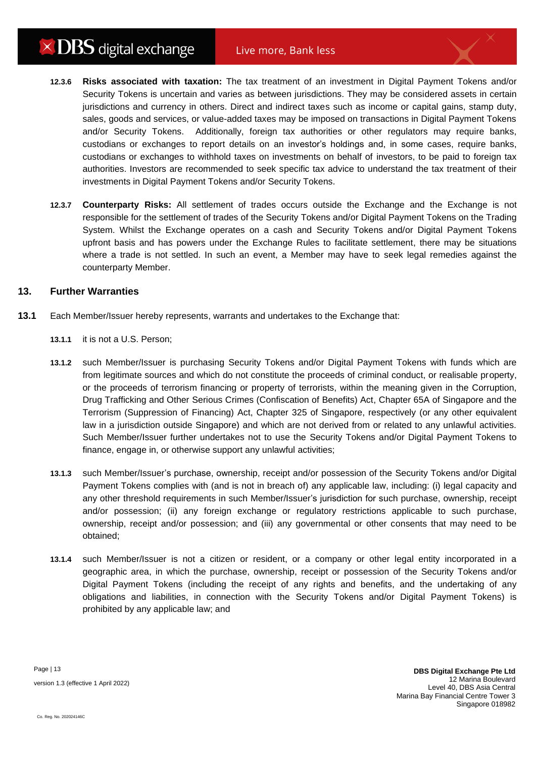**12.3.6** **Risks associated with taxation:** The tax treatment of an investment in Digital Payment Tokens and/or Security Tokens is uncertain and varies as between jurisdictions. They may be considered assets in certain jurisdictions and currency in others. Direct and indirect taxes such as income or capital gains, stamp duty, sales, goods and services, or value-added taxes may be imposed on transactions in Digital Payment Tokens and/or Security Tokens. Additionally, foreign tax authorities or other regulators may require banks, custodians or exchanges to report details on an investor's holdings and, in some cases, require banks, custodians or exchanges to withhold taxes on investments on behalf of investors, to be paid to foreign tax authorities. Investors are recommended to seek specific tax advice to understand the tax treatment of their investments in Digital Payment Tokens and/or Security Tokens.

**12.3.7** **Counterparty Risks:** All settlement of trades occurs outside the Exchange and the Exchange is not responsible for the settlement of trades of the Security Tokens and/or Digital Payment Tokens on the Trading System. Whilst the Exchange operates on a cash and Security Tokens and/or Digital Payment Tokens upfront basis and has powers under the Exchange Rules to facilitate settlement, there may be situations where a trade is not settled. In such an event, a Member may have to seek legal remedies against the counterparty Member.

## 13. Further Warranties

**13.1** Each Member/Issuer hereby represents, warrants and undertakes to the Exchange that:

**13.1.1** it is not a U.S. Person;

**13.1.2** such Member/Issuer is purchasing Security Tokens and/or Digital Payment Tokens with funds which are from legitimate sources and which do not constitute the proceeds of criminal conduct, or realisable property, or the proceeds of terrorism financing or property of terrorists, within the meaning given in the Corruption, Drug Trafficking and Other Serious Crimes (Confiscation of Benefits) Act, Chapter 65A of Singapore and the Terrorism (Suppression of Financing) Act, Chapter 325 of Singapore, respectively (or any other equivalent law in a jurisdiction outside Singapore) and which are not derived from or related to any unlawful activities. Such Member/Issuer further undertakes not to use the Security Tokens and/or Digital Payment Tokens to finance, engage in, or otherwise support any unlawful activities;

**13.1.3** such Member/Issuer's purchase, ownership, receipt and/or possession of the Security Tokens and/or Digital Payment Tokens complies with (and is not in breach of) any applicable law, including: (i) legal capacity and any other threshold requirements in such Member/Issuer's jurisdiction for such purchase, ownership, receipt and/or possession; (ii) any foreign exchange or regulatory restrictions applicable to such purchase, ownership, receipt and/or possession; and (iii) any governmental or other consents that may need to be obtained;

**13.1.4** such Member/Issuer is not a citizen or resident, or a company or other legal entity incorporated in a geographic area, in which the purchase, ownership, receipt or possession of the Security Tokens and/or Digital Payment Tokens (including the receipt of any rights and benefits, and the undertaking of any obligations and liabilities, in connection with the Security Tokens and/or Digital Payment Tokens) is prohibited by any applicable law; and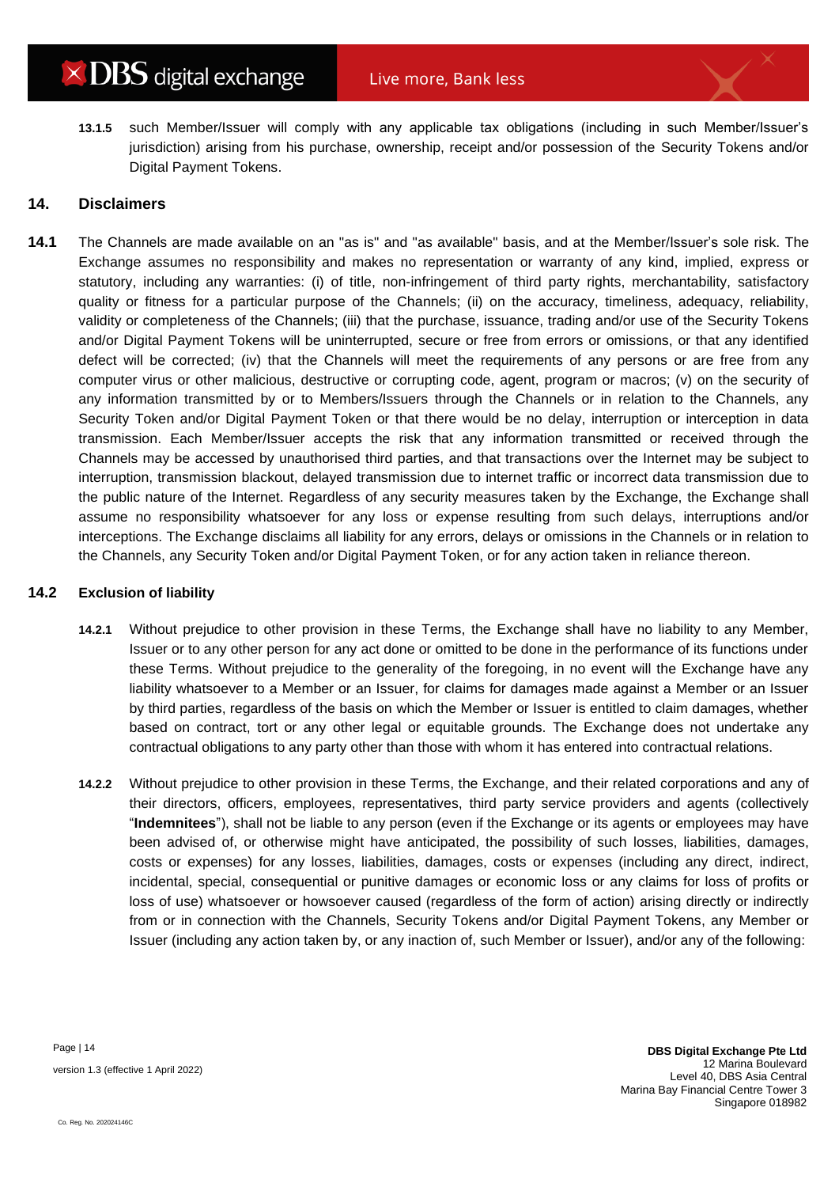**13.1.5** such Member/Issuer will comply with any applicable tax obligations (including in such Member/Issuer's jurisdiction) arising from his purchase, ownership, receipt and/or possession of the Security Tokens and/or Digital Payment Tokens.

## 14. Disclaimers

**14.1** The Channels are made available on an "as is" and "as available" basis, and at the Member/Issuer's sole risk. The Exchange assumes no responsibility and makes no representation or warranty of any kind, implied, express or statutory, including any warranties: (i) of title, non-infringement of third party rights, merchantability, satisfactory quality or fitness for a particular purpose of the Channels; (ii) on the accuracy, timeliness, adequacy, reliability, validity or completeness of the Channels; (iii) that the purchase, issuance, trading and/or use of the Security Tokens and/or Digital Payment Tokens will be uninterrupted, secure or free from errors or omissions, or that any identified defect will be corrected; (iv) that the Channels will meet the requirements of any persons or are free from any computer virus or other malicious, destructive or corrupting code, agent, program or macros; (v) on the security of any information transmitted by or to Members/Issuers through the Channels or in relation to the Channels, any Security Token and/or Digital Payment Token or that there would be no delay, interruption or interception in data transmission. Each Member/Issuer accepts the risk that any information transmitted or received through the Channels may be accessed by unauthorised third parties, and that transactions over the Internet may be subject to interruption, transmission blackout, delayed transmission due to internet traffic or incorrect data transmission due to the public nature of the Internet. Regardless of any security measures taken by the Exchange, the Exchange shall assume no responsibility whatsoever for any loss or expense resulting from such delays, interruptions and/or interceptions. The Exchange disclaims all liability for any errors, delays or omissions in the Channels or in relation to the Channels, any Security Token and/or Digital Payment Token, or for any action taken in reliance thereon.

### 14.2 Exclusion of liability

**14.2.1** Without prejudice to other provision in these Terms, the Exchange shall have no liability to any Member, Issuer or to any other person for any act done or omitted to be done in the performance of its functions under these Terms. Without prejudice to the generality of the foregoing, in no event will the Exchange have any liability whatsoever to a Member or an Issuer, for claims for damages made against a Member or an Issuer by third parties, regardless of the basis on which the Member or Issuer is entitled to claim damages, whether based on contract, tort or any other legal or equitable grounds. The Exchange does not undertake any contractual obligations to any party other than those with whom it has entered into contractual relations.

**14.2.2** Without prejudice to other provision in these Terms, the Exchange, and their related corporations and any of their directors, officers, employees, representatives, third party service providers and agents (collectively "**Indemnitees**"), shall not be liable to any person (even if the Exchange or its agents or employees may have been advised of, or otherwise might have anticipated, the possibility of such losses, liabilities, damages, costs or expenses) for any losses, liabilities, damages, costs or expenses (including any direct, indirect, incidental, special, consequential or punitive damages or economic loss or any claims for loss of profits or loss of use) whatsoever or howsoever caused (regardless of the form of action) arising directly or indirectly from or in connection with the Channels, Security Tokens and/or Digital Payment Tokens, any Member or Issuer (including any action taken by, or any inaction of, such Member or Issuer), and/or any of the following: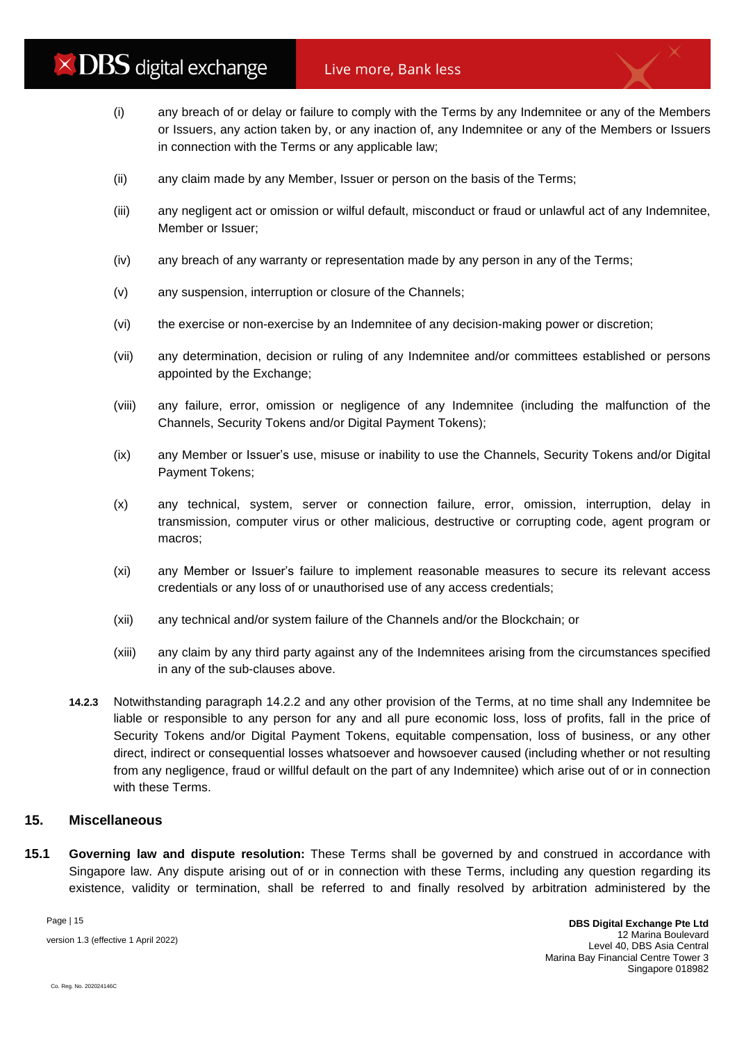(i) any breach of or delay or failure to comply with the Terms by any Indemnitee or any of the Members or Issuers, any action taken by, or any inaction of, any Indemnitee or any of the Members or Issuers in connection with the Terms or any applicable law;

(ii) any claim made by any Member, Issuer or person on the basis of the Terms;

(iii) any negligent act or omission or wilful default, misconduct or fraud or unlawful act of any Indemnitee, Member or Issuer;

(iv) any breach of any warranty or representation made by any person in any of the Terms;

(v) any suspension, interruption or closure of the Channels;

(vi) the exercise or non-exercise by an Indemnitee of any decision-making power or discretion;

(vii) any determination, decision or ruling of any Indemnitee and/or committees established or persons appointed by the Exchange;

(viii) any failure, error, omission or negligence of any Indemnitee (including the malfunction of the Channels, Security Tokens and/or Digital Payment Tokens);

(ix) any Member or Issuer's use, misuse or inability to use the Channels, Security Tokens and/or Digital Payment Tokens;

(x) any technical, system, server or connection failure, error, omission, interruption, delay in transmission, computer virus or other malicious, destructive or corrupting code, agent program or macros;

(xi) any Member or Issuer's failure to implement reasonable measures to secure its relevant access credentials or any loss of or unauthorised use of any access credentials;

(xii) any technical and/or system failure of the Channels and/or the Blockchain; or

(xiii) any claim by any third party against any of the Indemnitees arising from the circumstances specified in any of the sub-clauses above.

**14.2.3** Notwithstanding paragraph 14.2.2 and any other provision of the Terms, at no time shall any Indemnitee be liable or responsible to any person for any and all pure economic loss, loss of profits, fall in the price of Security Tokens and/or Digital Payment Tokens, equitable compensation, loss of business, or any other direct, indirect or consequential losses whatsoever and howsoever caused (including whether or not resulting from any negligence, fraud or willful default on the part of any Indemnitee) which arise out of or in connection with these Terms.

## 15. Miscellaneous

**15.1 Governing law and dispute resolution:** These Terms shall be governed by and construed in accordance with Singapore law. Any dispute arising out of or in connection with these Terms, including any question regarding its existence, validity or termination, shall be referred to and finally resolved by arbitration administered by the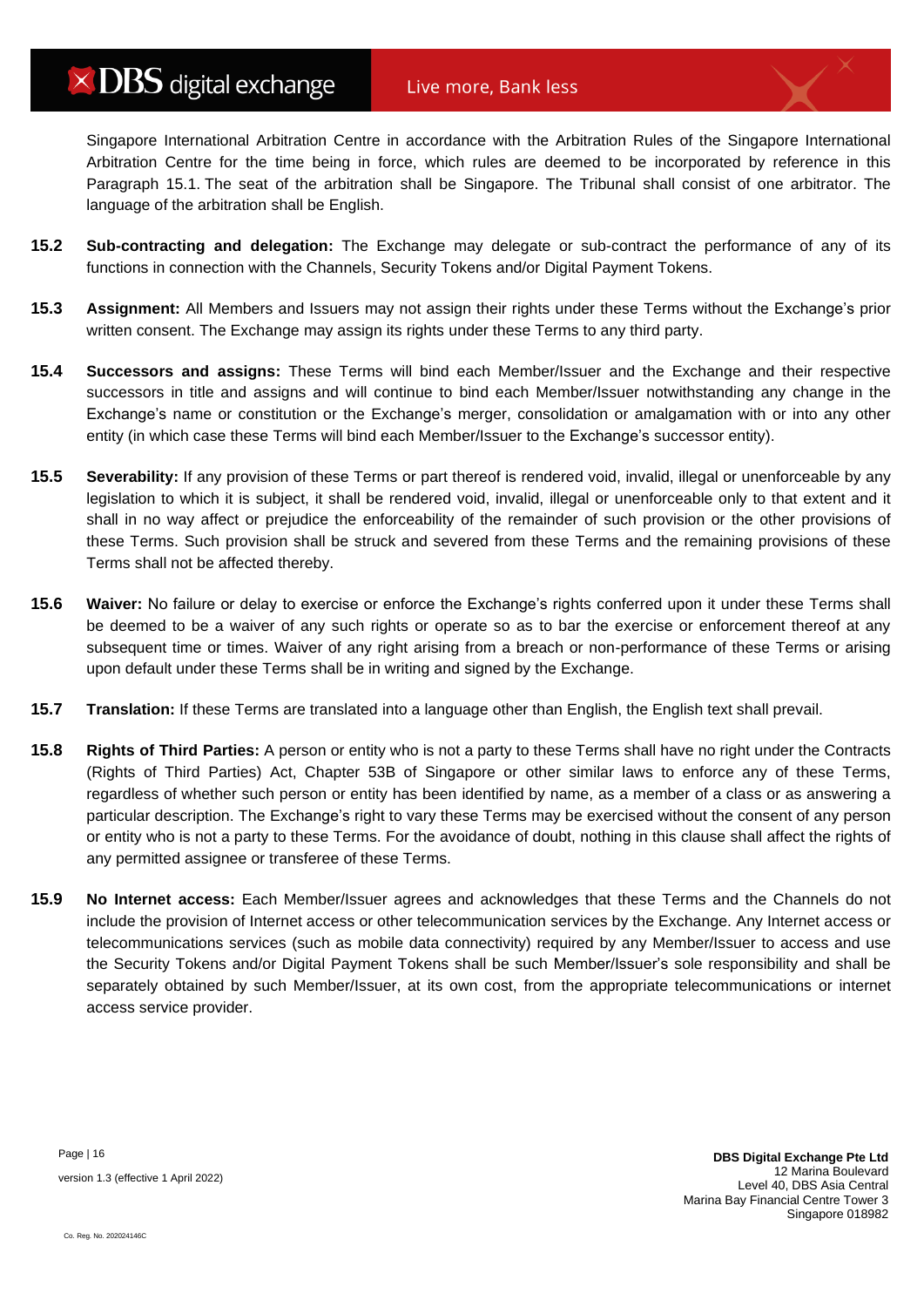Singapore International Arbitration Centre in accordance with the Arbitration Rules of the Singapore International Arbitration Centre for the time being in force, which rules are deemed to be incorporated by reference in this Paragraph 15.1. The seat of the arbitration shall be Singapore. The Tribunal shall consist of one arbitrator. The language of the arbitration shall be English.

**15.2** **Sub-contracting and delegation:** The Exchange may delegate or sub-contract the performance of any of its functions in connection with the Channels, Security Tokens and/or Digital Payment Tokens.

**15.3** **Assignment:** All Members and Issuers may not assign their rights under these Terms without the Exchange's prior written consent. The Exchange may assign its rights under these Terms to any third party.

**15.4** **Successors and assigns:** These Terms will bind each Member/Issuer and the Exchange and their respective successors in title and assigns and will continue to bind each Member/Issuer notwithstanding any change in the Exchange's name or constitution or the Exchange's merger, consolidation or amalgamation with or into any other entity (in which case these Terms will bind each Member/Issuer to the Exchange's successor entity).

**15.5** **Severability:** If any provision of these Terms or part thereof is rendered void, invalid, illegal or unenforceable by any legislation to which it is subject, it shall be rendered void, invalid, illegal or unenforceable only to that extent and it shall in no way affect or prejudice the enforceability of the remainder of such provision or the other provisions of these Terms. Such provision shall be struck and severed from these Terms and the remaining provisions of these Terms shall not be affected thereby.

**15.6** **Waiver:** No failure or delay to exercise or enforce the Exchange's rights conferred upon it under these Terms shall be deemed to be a waiver of any such rights or operate so as to bar the exercise or enforcement thereof at any subsequent time or times. Waiver of any right arising from a breach or non-performance of these Terms or arising upon default under these Terms shall be in writing and signed by the Exchange.

**15.7** **Translation:** If these Terms are translated into a language other than English, the English text shall prevail.

**15.8** **Rights of Third Parties:** A person or entity who is not a party to these Terms shall have no right under the Contracts (Rights of Third Parties) Act, Chapter 53B of Singapore or other similar laws to enforce any of these Terms, regardless of whether such person or entity has been identified by name, as a member of a class or as answering a particular description. The Exchange's right to vary these Terms may be exercised without the consent of any person or entity who is not a party to these Terms. For the avoidance of doubt, nothing in this clause shall affect the rights of any permitted assignee or transferee of these Terms.

**15.9** **No Internet access:** Each Member/Issuer agrees and acknowledges that these Terms and the Channels do not include the provision of Internet access or other telecommunication services by the Exchange. Any Internet access or telecommunications services (such as mobile data connectivity) required by any Member/Issuer to access and use the Security Tokens and/or Digital Payment Tokens shall be such Member/Issuer's sole responsibility and shall be separately obtained by such Member/Issuer, at its own cost, from the appropriate telecommunications or internet access service provider.